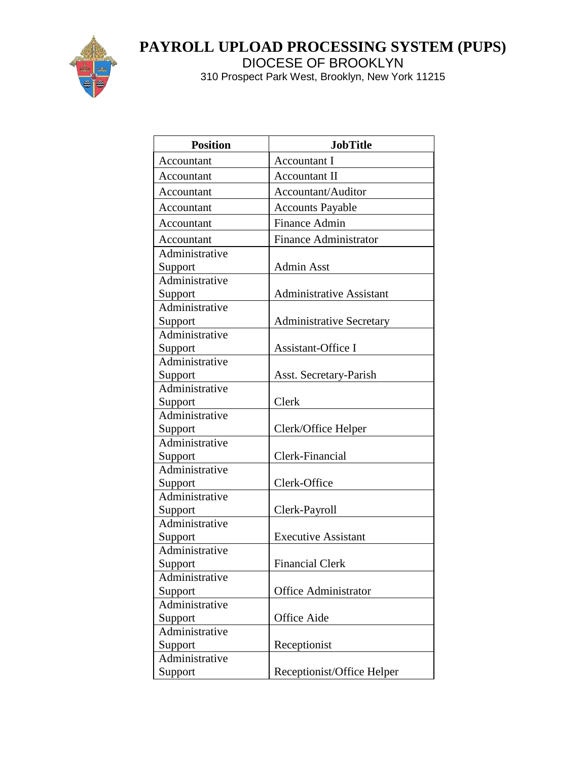# PAYROLL UPLOAD PROCESSING SYSTEM (PUPS)

DIOCESE OF BROOKLYN

310 Prospect Park West, Brooklyn, New York 11215

| Position | JobTitle |
|---|---|
| Accountant | Accountant I |
| Accountant | Accountant II |
| Accountant | Accountant/Auditor |
| Accountant | Accounts Payable |
| Accountant | Finance Admin |
| Accountant | Finance Administrator |
| Administrative Support | Admin Asst |
| Administrative Support | Administrative Assistant |
| Administrative Support | Administrative Secretary |
| Administrative Support | Assistant-Office I |
| Administrative Support | Asst. Secretary-Parish |
| Administrative Support | Clerk |
| Administrative Support | Clerk/Office Helper |
| Administrative Support | Clerk-Financial |
| Administrative Support | Clerk-Office |
| Administrative Support | Clerk-Payroll |
| Administrative Support | Executive Assistant |
| Administrative Support | Financial Clerk |
| Administrative Support | Office Administrator |
| Administrative Support | Office Aide |
| Administrative Support | Receptionist |
| Administrative Support | Receptionist/Office Helper |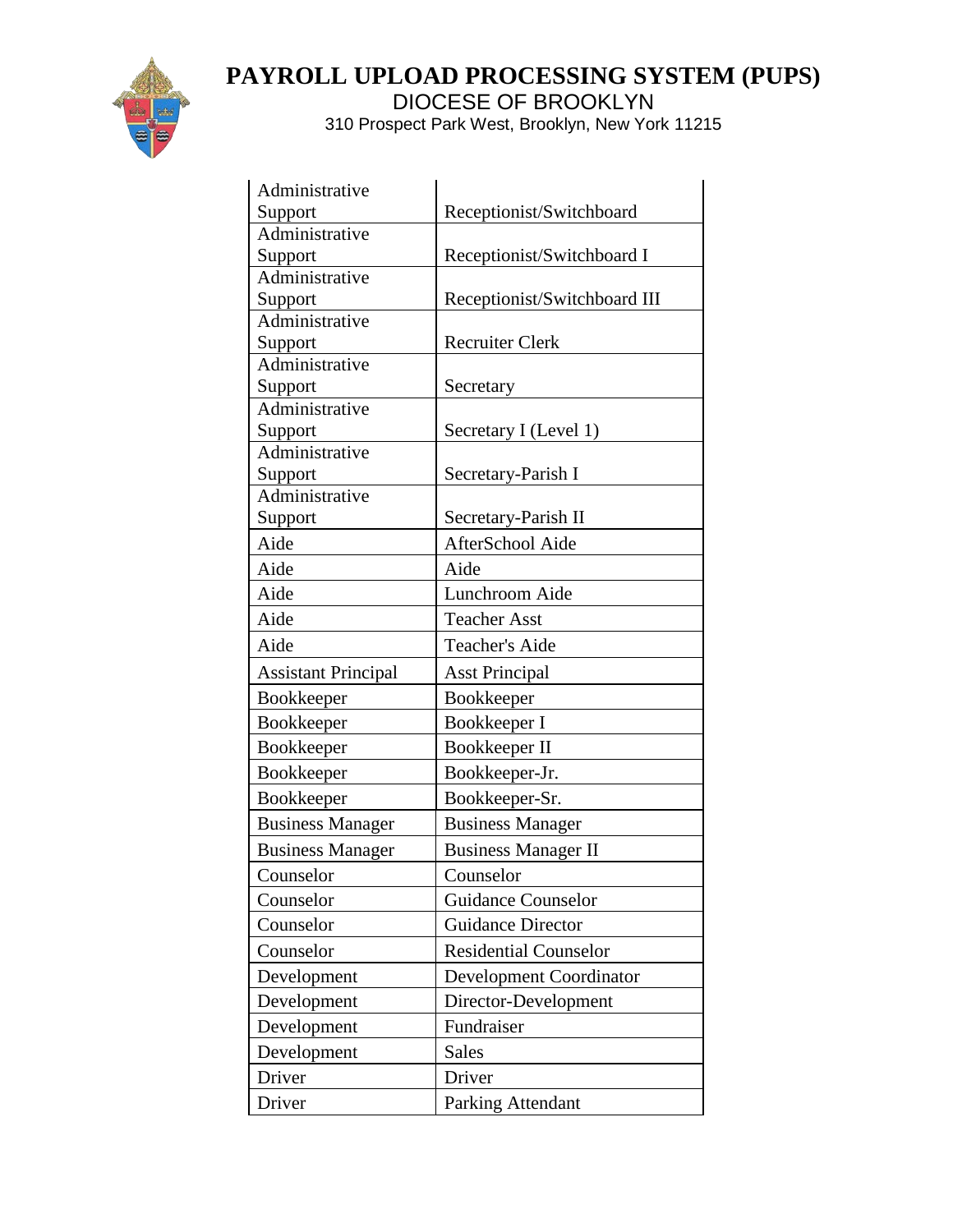| Administrative Support | Receptionist/Switchboard |
|---|---|
| Administrative Support | Receptionist/Switchboard I |
| Administrative Support | Receptionist/Switchboard III |
| Administrative Support | Recruiter Clerk |
| Administrative Support | Secretary |
| Administrative Support | Secretary I (Level 1) |
| Administrative Support | Secretary-Parish I |
| Administrative Support | Secretary-Parish II |
| Aide | AfterSchool Aide |
| Aide | Aide |
| Aide | Lunchroom Aide |
| Aide | Teacher Asst |
| Aide | Teacher's Aide |
| Assistant Principal | Asst Principal |
| Bookkeeper | Bookkeeper |
| Bookkeeper | Bookkeeper I |
| Bookkeeper | Bookkeeper II |
| Bookkeeper | Bookkeeper-Jr. |
| Bookkeeper | Bookkeeper-Sr. |
| Business Manager | Business Manager |
| Business Manager | Business Manager II |
| Counselor | Counselor |
| Counselor | Guidance Counselor |
| Counselor | Guidance Director |
| Counselor | Residential Counselor |
| Development | Development Coordinator |
| Development | Director-Development |
| Development | Fundraiser |
| Development | Sales |
| Driver | Driver |
| Driver | Parking Attendant |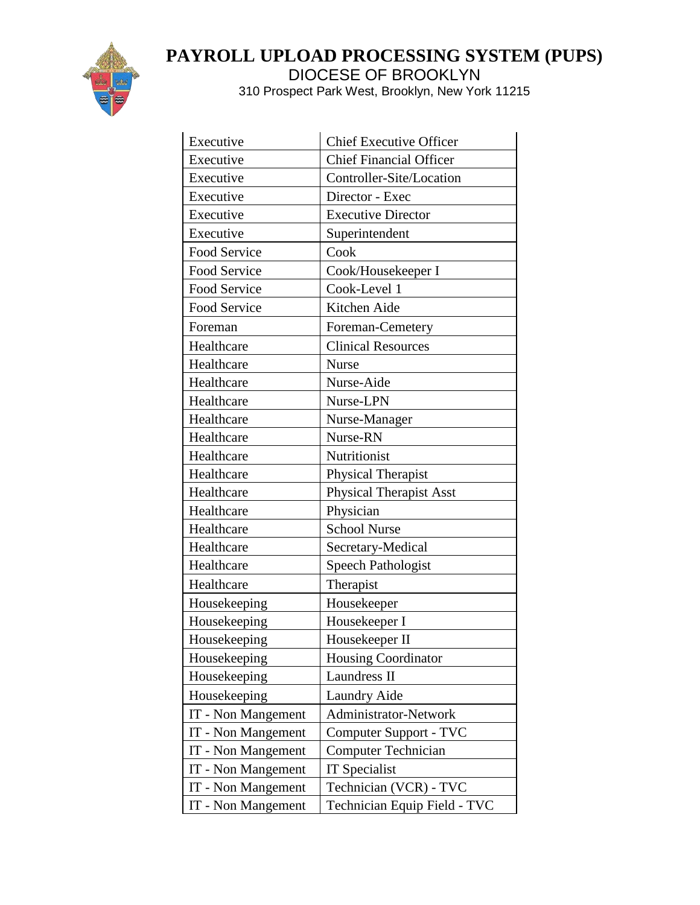| Executive | Chief Executive Officer |
|---|---|
| Executive | Chief Financial Officer |
| Executive | Controller-Site/Location |
| Executive | Director - Exec |
| Executive | Executive Director |
| Executive | Superintendent |
| Food Service | Cook |
| Food Service | Cook/Housekeeper I |
| Food Service | Cook-Level 1 |
| Food Service | Kitchen Aide |
| Foreman | Foreman-Cemetery |
| Healthcare | Clinical Resources |
| Healthcare | Nurse |
| Healthcare | Nurse-Aide |
| Healthcare | Nurse-LPN |
| Healthcare | Nurse-Manager |
| Healthcare | Nurse-RN |
| Healthcare | Nutritionist |
| Healthcare | Physical Therapist |
| Healthcare | Physical Therapist Asst |
| Healthcare | Physician |
| Healthcare | School Nurse |
| Healthcare | Secretary-Medical |
| Healthcare | Speech Pathologist |
| Healthcare | Therapist |
| Housekeeping | Housekeeper |
| Housekeeping | Housekeeper I |
| Housekeeping | Housekeeper II |
| Housekeeping | Housing Coordinator |
| Housekeeping | Laundress II |
| Housekeeping | Laundry Aide |
| IT - Non Mangement | Administrator-Network |
| IT - Non Mangement | Computer Support - TVC |
| IT - Non Mangement | Computer Technician |
| IT - Non Mangement | IT Specialist |
| IT - Non Mangement | Technician (VCR) - TVC |
| IT - Non Mangement | Technician Equip Field - TVC |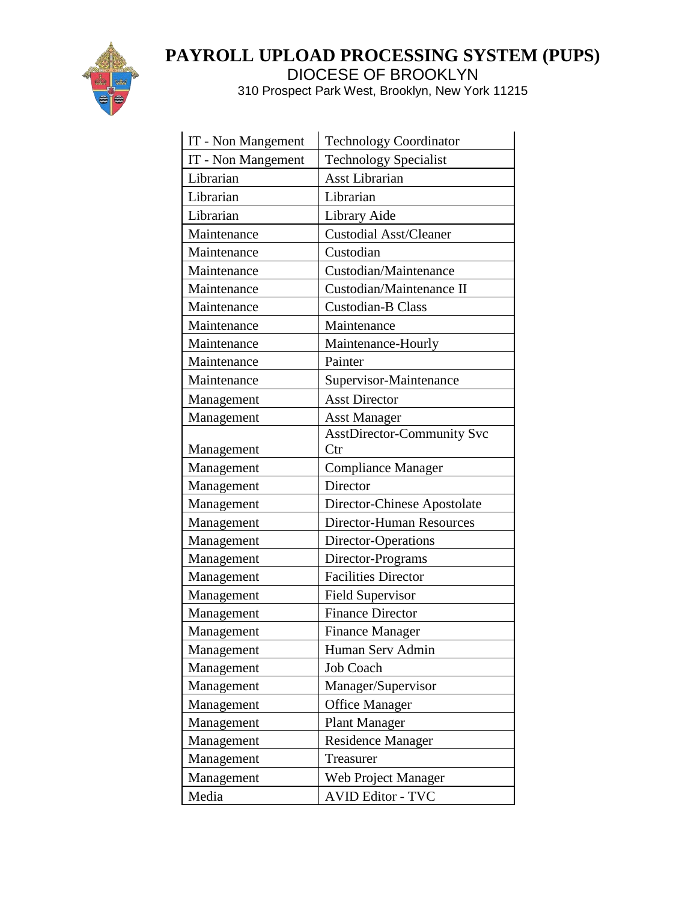| IT - Non Mangement | Technology Coordinator |
|---|---|
| IT - Non Mangement | Technology Specialist |
| Librarian | Asst Librarian |
| Librarian | Librarian |
| Librarian | Library Aide |
| Maintenance | Custodial Asst/Cleaner |
| Maintenance | Custodian |
| Maintenance | Custodian/Maintenance |
| Maintenance | Custodian/Maintenance II |
| Maintenance | Custodian-B Class |
| Maintenance | Maintenance |
| Maintenance | Maintenance-Hourly |
| Maintenance | Painter |
| Maintenance | Supervisor-Maintenance |
| Management | Asst Director |
| Management | Asst Manager |
| Management | AsstDirector-Community Svc Ctr |
| Management | Compliance Manager |
| Management | Director |
| Management | Director-Chinese Apostolate |
| Management | Director-Human Resources |
| Management | Director-Operations |
| Management | Director-Programs |
| Management | Facilities Director |
| Management | Field Supervisor |
| Management | Finance Director |
| Management | Finance Manager |
| Management | Human Serv Admin |
| Management | Job Coach |
| Management | Manager/Supervisor |
| Management | Office Manager |
| Management | Plant Manager |
| Management | Residence Manager |
| Management | Treasurer |
| Management | Web Project Manager |
| Media | AVID Editor - TVC |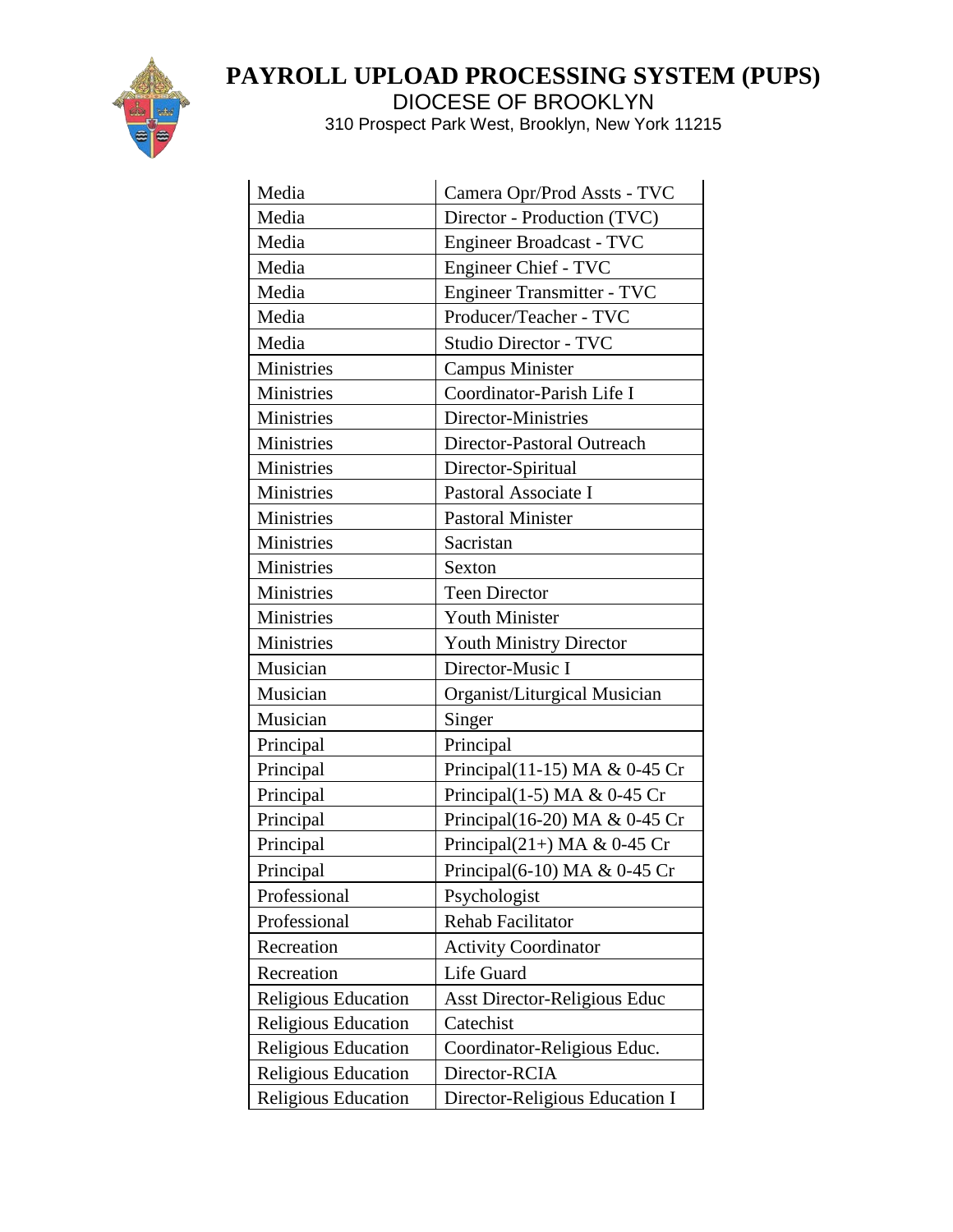# PAYROLL UPLOAD PROCESSING SYSTEM (PUPS)

DIOCESE OF BROOKLYN

310 Prospect Park West, Brooklyn, New York 11215

| | |
|---|---|
| Media | Camera Opr/Prod Assts - TVC |
| Media | Director - Production (TVC) |
| Media | Engineer Broadcast - TVC |
| Media | Engineer Chief - TVC |
| Media | Engineer Transmitter - TVC |
| Media | Producer/Teacher - TVC |
| Media | Studio Director - TVC |
| Ministries | Campus Minister |
| Ministries | Coordinator-Parish Life I |
| Ministries | Director-Ministries |
| Ministries | Director-Pastoral Outreach |
| Ministries | Director-Spiritual |
| Ministries | Pastoral Associate I |
| Ministries | Pastoral Minister |
| Ministries | Sacristan |
| Ministries | Sexton |
| Ministries | Teen Director |
| Ministries | Youth Minister |
| Ministries | Youth Ministry Director |
| Musician | Director-Music I |
| Musician | Organist/Liturgical Musician |
| Musician | Singer |
| Principal | Principal |
| Principal | Principal(11-15) MA & 0-45 Cr |
| Principal | Principal(1-5) MA & 0-45 Cr |
| Principal | Principal(16-20) MA & 0-45 Cr |
| Principal | Principal(21+) MA & 0-45 Cr |
| Principal | Principal(6-10) MA & 0-45 Cr |
| Professional | Psychologist |
| Professional | Rehab Facilitator |
| Recreation | Activity Coordinator |
| Recreation | Life Guard |
| Religious Education | Asst Director-Religious Educ |
| Religious Education | Catechist |
| Religious Education | Coordinator-Religious Educ. |
| Religious Education | Director-RCIA |
| Religious Education | Director-Religious Education I |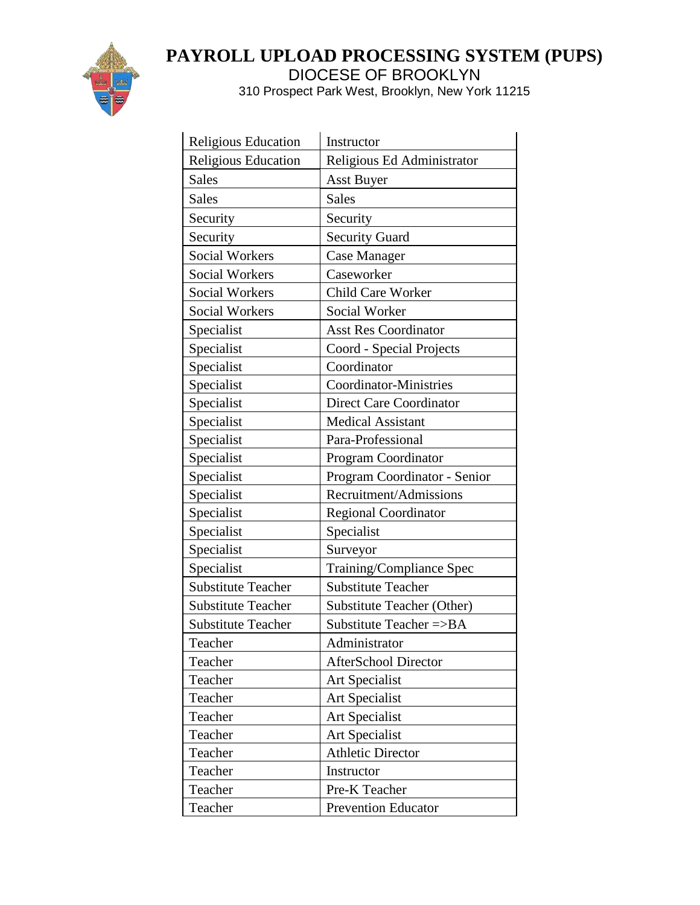| Religious Education | Instructor |
|---|---|
| Religious Education | Religious Ed Administrator |
| Sales | Asst Buyer |
| Sales | Sales |
| Security | Security |
| Security | Security Guard |
| Social Workers | Case Manager |
| Social Workers | Caseworker |
| Social Workers | Child Care Worker |
| Social Workers | Social Worker |
| Specialist | Asst Res Coordinator |
| Specialist | Coord - Special Projects |
| Specialist | Coordinator |
| Specialist | Coordinator-Ministries |
| Specialist | Direct Care Coordinator |
| Specialist | Medical Assistant |
| Specialist | Para-Professional |
| Specialist | Program Coordinator |
| Specialist | Program Coordinator - Senior |
| Specialist | Recruitment/Admissions |
| Specialist | Regional Coordinator |
| Specialist | Specialist |
| Specialist | Surveyor |
| Specialist | Training/Compliance Spec |
| Substitute Teacher | Substitute Teacher |
| Substitute Teacher | Substitute Teacher (Other) |
| Substitute Teacher | Substitute Teacher =>BA |
| Teacher | Administrator |
| Teacher | AfterSchool Director |
| Teacher | Art Specialist |
| Teacher | Art Specialist |
| Teacher | Art Specialist |
| Teacher | Art Specialist |
| Teacher | Athletic Director |
| Teacher | Instructor |
| Teacher | Pre-K Teacher |
| Teacher | Prevention Educator |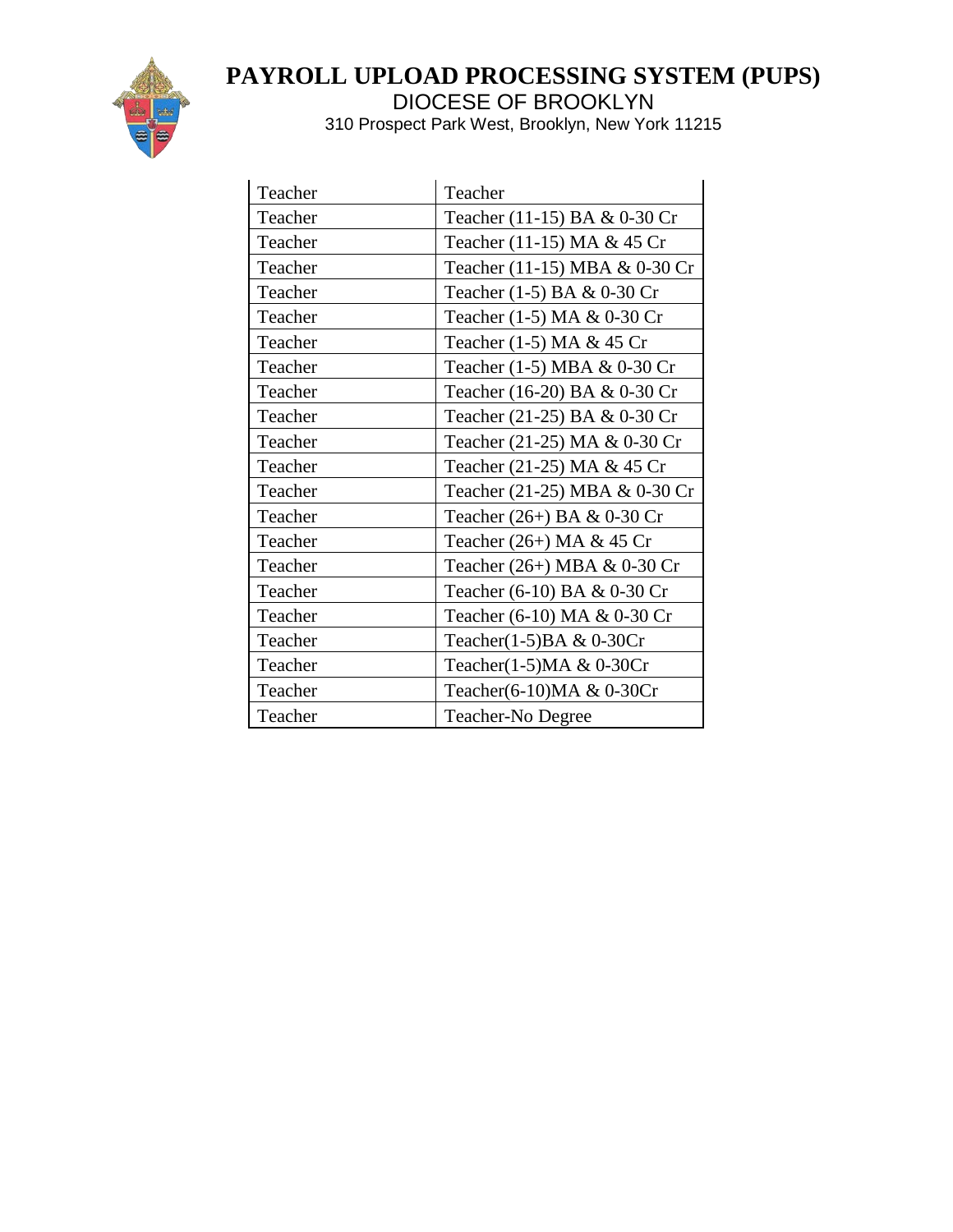# PAYROLL UPLOAD PROCESSING SYSTEM (PUPS)

DIOCESE OF BROOKLYN

310 Prospect Park West, Brooklyn, New York 11215

| | |
|---|---|
| Teacher | Teacher |
| Teacher | Teacher (11-15) BA & 0-30 Cr |
| Teacher | Teacher (11-15) MA & 45 Cr |
| Teacher | Teacher (11-15) MBA & 0-30 Cr |
| Teacher | Teacher (1-5) BA & 0-30 Cr |
| Teacher | Teacher (1-5) MA & 0-30 Cr |
| Teacher | Teacher (1-5) MA & 45 Cr |
| Teacher | Teacher (1-5) MBA & 0-30 Cr |
| Teacher | Teacher (16-20) BA & 0-30 Cr |
| Teacher | Teacher (21-25) BA & 0-30 Cr |
| Teacher | Teacher (21-25) MA & 0-30 Cr |
| Teacher | Teacher (21-25) MA & 45 Cr |
| Teacher | Teacher (21-25) MBA & 0-30 Cr |
| Teacher | Teacher (26+) BA & 0-30 Cr |
| Teacher | Teacher (26+) MA & 45 Cr |
| Teacher | Teacher (26+) MBA & 0-30 Cr |
| Teacher | Teacher (6-10) BA & 0-30 Cr |
| Teacher | Teacher (6-10) MA & 0-30 Cr |
| Teacher | Teacher(1-5)BA & 0-30Cr |
| Teacher | Teacher(1-5)MA & 0-30Cr |
| Teacher | Teacher(6-10)MA & 0-30Cr |
| Teacher | Teacher-No Degree |